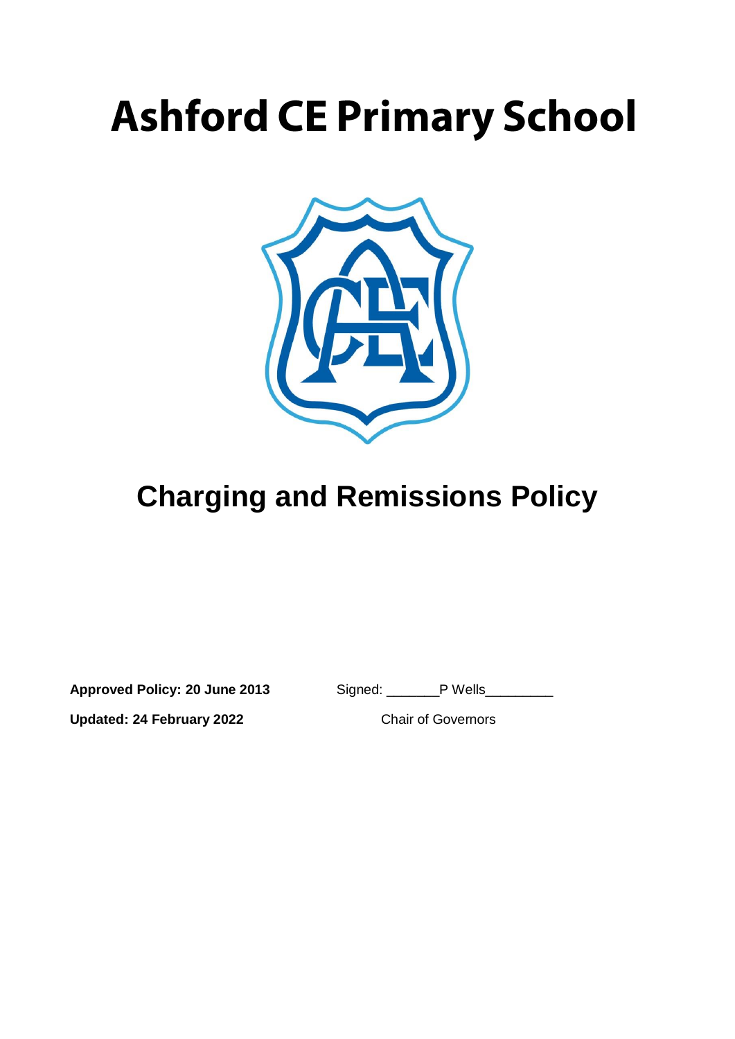# Ashford CE Primary School

# Charging and Remissions Policy

**Approved Policy: 20 June 2013** Signed: _______P Wells_________

**Updated: 24 February 2022** Chair of Governors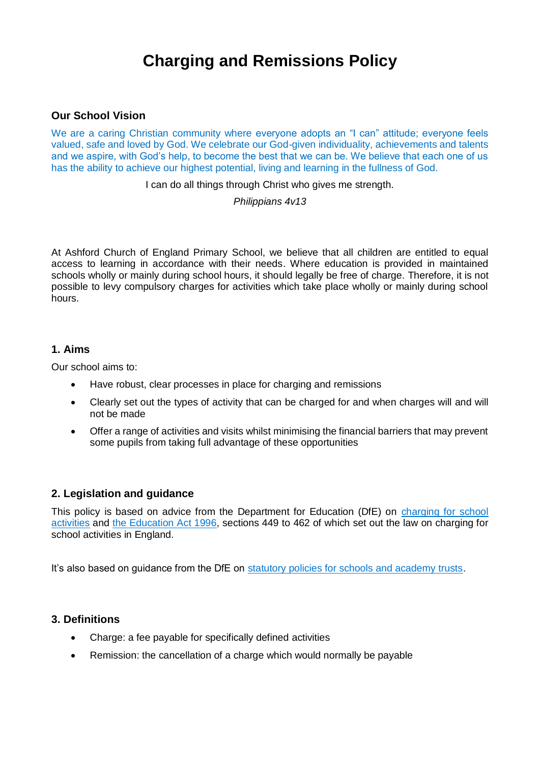# Charging and Remissions Policy

### Our School Vision

We are a caring Christian community where everyone adopts an "I can" attitude; everyone feels valued, safe and loved by God. We celebrate our God-given individuality, achievements and talents and we aspire, with God's help, to become the best that we can be. We believe that each one of us has the ability to achieve our highest potential, living and learning in the fullness of God.

I can do all things through Christ who gives me strength.

*Philippians 4v13*

At Ashford Church of England Primary School, we believe that all children are entitled to equal access to learning in accordance with their needs. Where education is provided in maintained schools wholly or mainly during school hours, it should legally be free of charge. Therefore, it is not possible to levy compulsory charges for activities which take place wholly or mainly during school hours.

### 1. Aims

Our school aims to:

- Have robust, clear processes in place for charging and remissions
- Clearly set out the types of activity that can be charged for and when charges will and will not be made
- Offer a range of activities and visits whilst minimising the financial barriers that may prevent some pupils from taking full advantage of these opportunities

### 2. Legislation and guidance

This policy is based on advice from the Department for Education (DfE) on charging for school activities and the Education Act 1996, sections 449 to 462 of which set out the law on charging for school activities in England.

It's also based on guidance from the DfE on statutory policies for schools and academy trusts.

### 3. Definitions

- Charge: a fee payable for specifically defined activities
- Remission: the cancellation of a charge which would normally be payable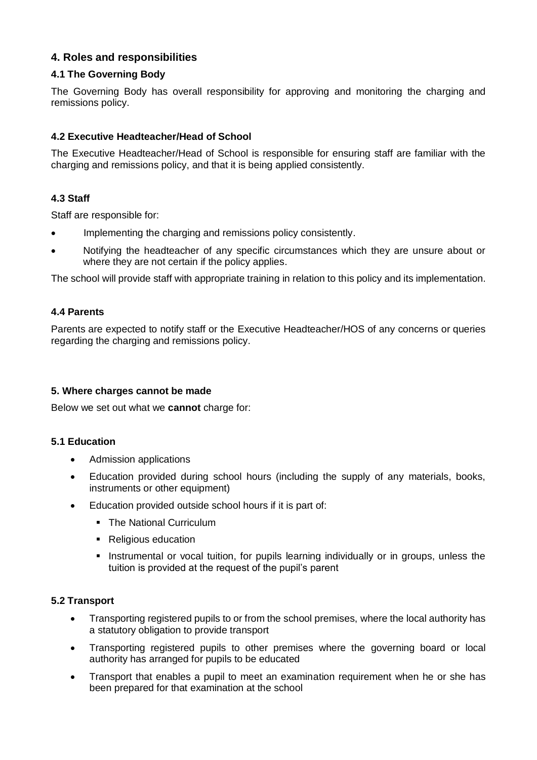## 4. Roles and responsibilities

### 4.1 The Governing Body

The Governing Body has overall responsibility for approving and monitoring the charging and remissions policy.

### 4.2 Executive Headteacher/Head of School

The Executive Headteacher/Head of School is responsible for ensuring staff are familiar with the charging and remissions policy, and that it is being applied consistently.

### 4.3 Staff

Staff are responsible for:

- Implementing the charging and remissions policy consistently.
- Notifying the headteacher of any specific circumstances which they are unsure about or where they are not certain if the policy applies.

The school will provide staff with appropriate training in relation to this policy and its implementation.

### 4.4 Parents

Parents are expected to notify staff or the Executive Headteacher/HOS of any concerns or queries regarding the charging and remissions policy.

### 5. Where charges cannot be made

Below we set out what we **cannot** charge for:

### 5.1 Education

- Admission applications
- Education provided during school hours (including the supply of any materials, books, instruments or other equipment)
- Education provided outside school hours if it is part of:
  - The National Curriculum
  - Religious education
  - Instrumental or vocal tuition, for pupils learning individually or in groups, unless the tuition is provided at the request of the pupil's parent

### 5.2 Transport

- Transporting registered pupils to or from the school premises, where the local authority has a statutory obligation to provide transport
- Transporting registered pupils to other premises where the governing board or local authority has arranged for pupils to be educated
- Transport that enables a pupil to meet an examination requirement when he or she has been prepared for that examination at the school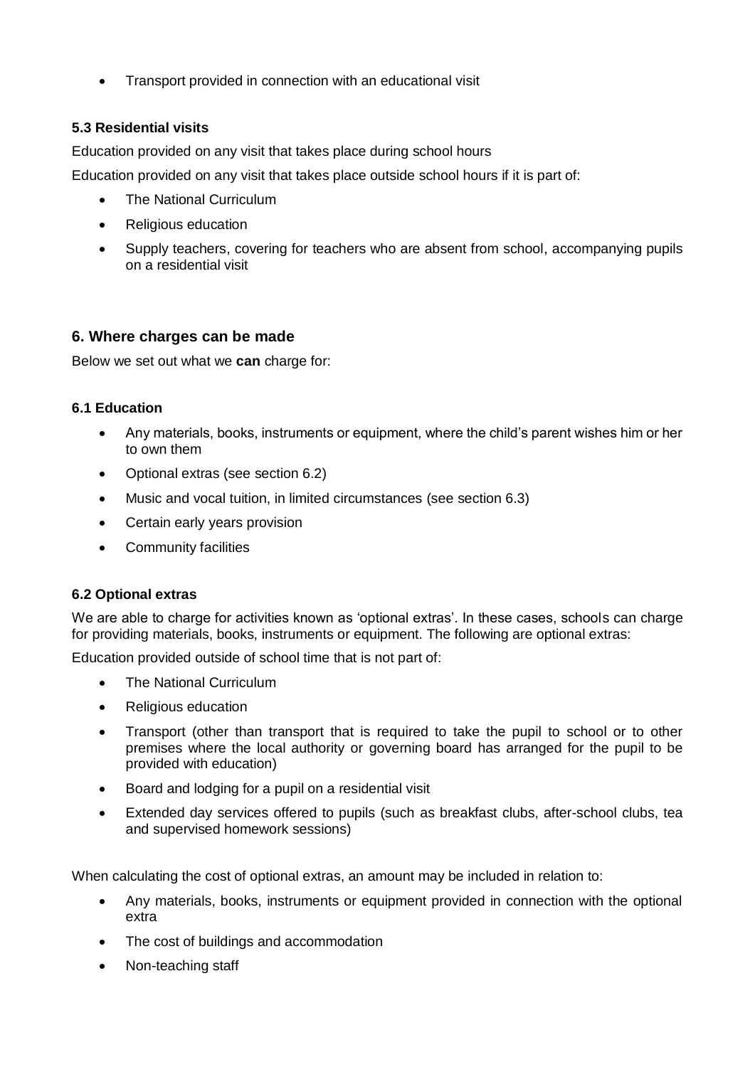- Transport provided in connection with an educational visit

### 5.3 Residential visits

Education provided on any visit that takes place during school hours

Education provided on any visit that takes place outside school hours if it is part of:

- The National Curriculum
- Religious education
- Supply teachers, covering for teachers who are absent from school, accompanying pupils on a residential visit

## 6. Where charges can be made

Below we set out what we **can** charge for:

### 6.1 Education

- Any materials, books, instruments or equipment, where the child's parent wishes him or her to own them
- Optional extras (see section 6.2)
- Music and vocal tuition, in limited circumstances (see section 6.3)
- Certain early years provision
- Community facilities

### 6.2 Optional extras

We are able to charge for activities known as 'optional extras'. In these cases, schools can charge for providing materials, books, instruments or equipment. The following are optional extras:

Education provided outside of school time that is not part of:

- The National Curriculum
- Religious education
- Transport (other than transport that is required to take the pupil to school or to other premises where the local authority or governing board has arranged for the pupil to be provided with education)
- Board and lodging for a pupil on a residential visit
- Extended day services offered to pupils (such as breakfast clubs, after-school clubs, tea and supervised homework sessions)

When calculating the cost of optional extras, an amount may be included in relation to:

- Any materials, books, instruments or equipment provided in connection with the optional extra
- The cost of buildings and accommodation
- Non-teaching staff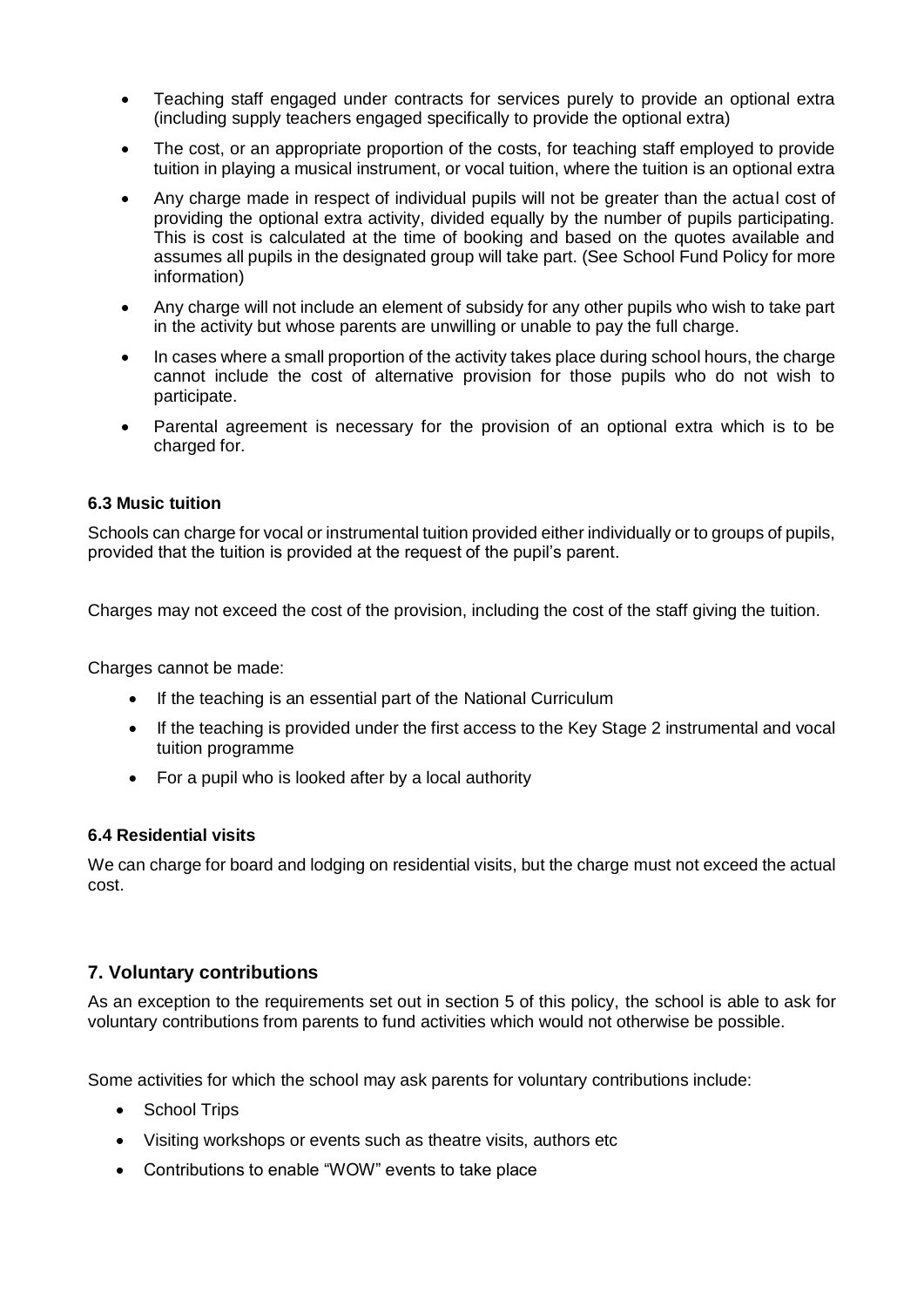- Teaching staff engaged under contracts for services purely to provide an optional extra (including supply teachers engaged specifically to provide the optional extra)
- The cost, or an appropriate proportion of the costs, for teaching staff employed to provide tuition in playing a musical instrument, or vocal tuition, where the tuition is an optional extra
- Any charge made in respect of individual pupils will not be greater than the actual cost of providing the optional extra activity, divided equally by the number of pupils participating. This is cost is calculated at the time of booking and based on the quotes available and assumes all pupils in the designated group will take part. (See School Fund Policy for more information)
- Any charge will not include an element of subsidy for any other pupils who wish to take part in the activity but whose parents are unwilling or unable to pay the full charge.
- In cases where a small proportion of the activity takes place during school hours, the charge cannot include the cost of alternative provision for those pupils who do not wish to participate.
- Parental agreement is necessary for the provision of an optional extra which is to be charged for.

#### 6.3 Music tuition

Schools can charge for vocal or instrumental tuition provided either individually or to groups of pupils, provided that the tuition is provided at the request of the pupil's parent.

Charges may not exceed the cost of the provision, including the cost of the staff giving the tuition.

Charges cannot be made:

- If the teaching is an essential part of the National Curriculum
- If the teaching is provided under the first access to the Key Stage 2 instrumental and vocal tuition programme
- For a pupil who is looked after by a local authority

#### 6.4 Residential visits

We can charge for board and lodging on residential visits, but the charge must not exceed the actual cost.

### 7. Voluntary contributions

As an exception to the requirements set out in section 5 of this policy, the school is able to ask for voluntary contributions from parents to fund activities which would not otherwise be possible.

Some activities for which the school may ask parents for voluntary contributions include:

- School Trips
- Visiting workshops or events such as theatre visits, authors etc
- Contributions to enable "WOW" events to take place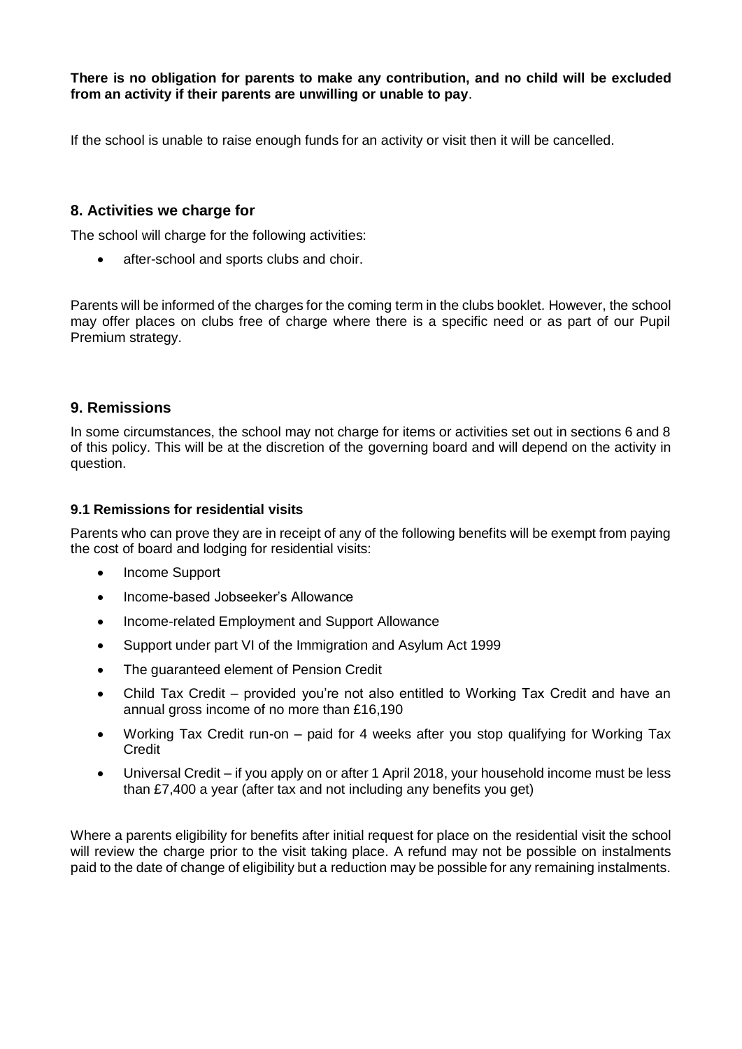**There is no obligation for parents to make any contribution, and no child will be excluded from an activity if their parents are unwilling or unable to pay**.

If the school is unable to raise enough funds for an activity or visit then it will be cancelled.

## 8. Activities we charge for

The school will charge for the following activities:

- after-school and sports clubs and choir.

Parents will be informed of the charges for the coming term in the clubs booklet. However, the school may offer places on clubs free of charge where there is a specific need or as part of our Pupil Premium strategy.

## 9. Remissions

In some circumstances, the school may not charge for items or activities set out in sections 6 and 8 of this policy. This will be at the discretion of the governing board and will depend on the activity in question.

### 9.1 Remissions for residential visits

Parents who can prove they are in receipt of any of the following benefits will be exempt from paying the cost of board and lodging for residential visits:

- Income Support
- Income-based Jobseeker's Allowance
- Income-related Employment and Support Allowance
- Support under part VI of the Immigration and Asylum Act 1999
- The guaranteed element of Pension Credit
- Child Tax Credit – provided you're not also entitled to Working Tax Credit and have an annual gross income of no more than £16,190
- Working Tax Credit run-on – paid for 4 weeks after you stop qualifying for Working Tax Credit
- Universal Credit – if you apply on or after 1 April 2018, your household income must be less than £7,400 a year (after tax and not including any benefits you get)

Where a parents eligibility for benefits after initial request for place on the residential visit the school will review the charge prior to the visit taking place. A refund may not be possible on instalments paid to the date of change of eligibility but a reduction may be possible for any remaining instalments.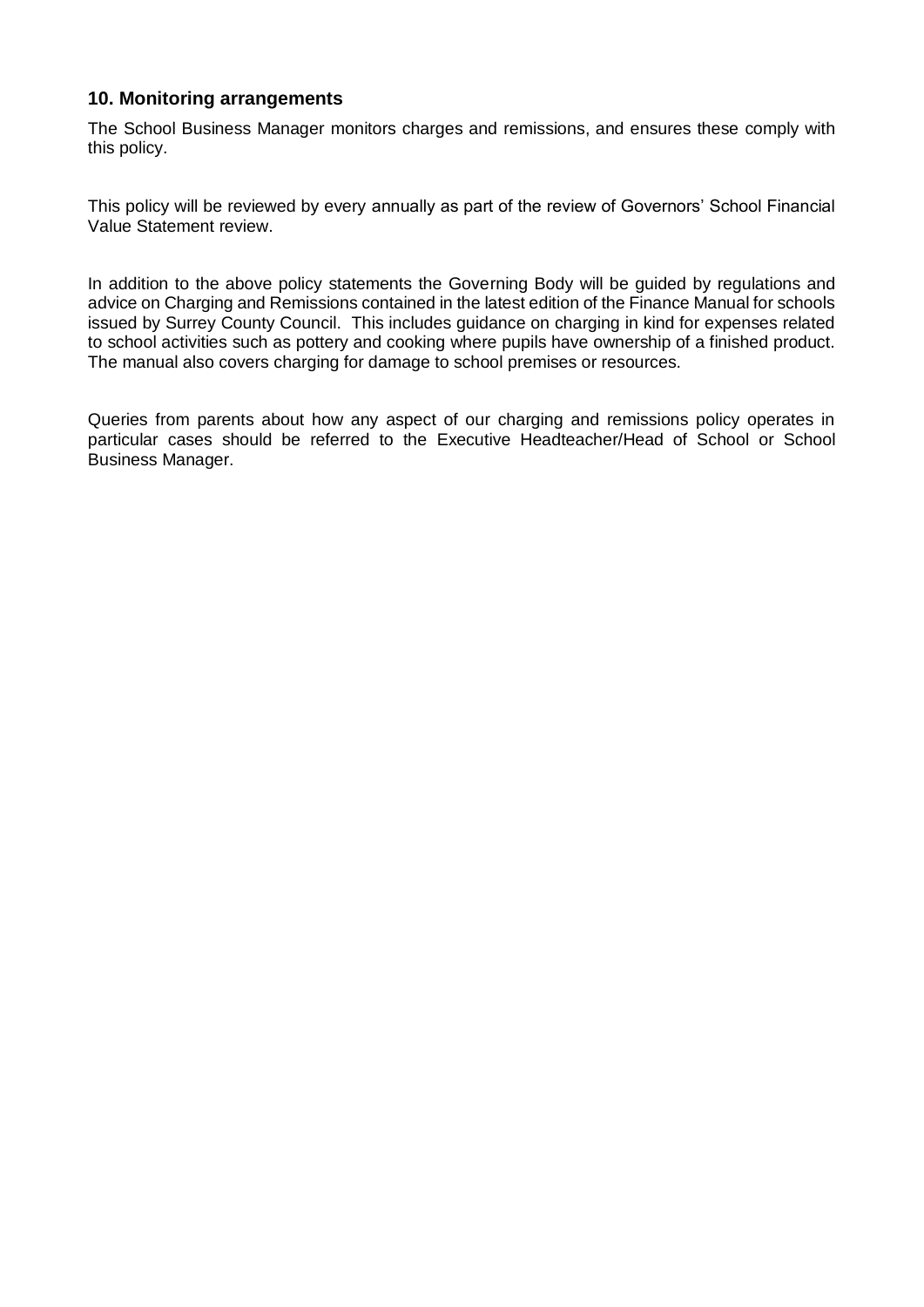## 10. Monitoring arrangements

The School Business Manager monitors charges and remissions, and ensures these comply with this policy.

This policy will be reviewed by every annually as part of the review of Governors' School Financial Value Statement review.

In addition to the above policy statements the Governing Body will be guided by regulations and advice on Charging and Remissions contained in the latest edition of the Finance Manual for schools issued by Surrey County Council. This includes guidance on charging in kind for expenses related to school activities such as pottery and cooking where pupils have ownership of a finished product. The manual also covers charging for damage to school premises or resources.

Queries from parents about how any aspect of our charging and remissions policy operates in particular cases should be referred to the Executive Headteacher/Head of School or School Business Manager.